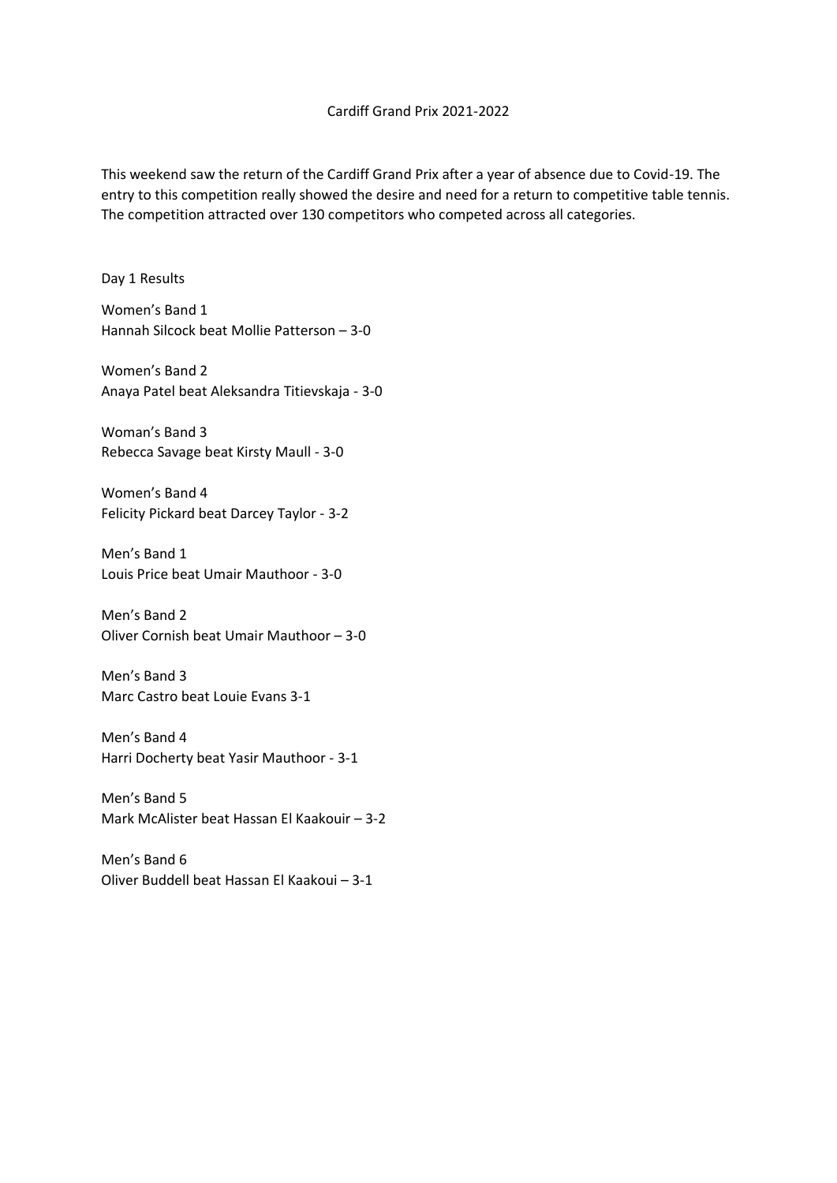# Cardiff Grand Prix 2021-2022

This weekend saw the return of the Cardiff Grand Prix after a year of absence due to Covid-19. The entry to this competition really showed the desire and need for a return to competitive table tennis. The competition attracted over 130 competitors who competed across all categories.

Day 1 Results

Women's Band 1
Hannah Silcock beat Mollie Patterson – 3-0

Women's Band 2
Anaya Patel beat Aleksandra Titievskaja - 3-0

Woman's Band 3
Rebecca Savage beat Kirsty Maull - 3-0

Women's Band 4
Felicity Pickard beat Darcey Taylor - 3-2

Men's Band 1
Louis Price beat Umair Mauthoor - 3-0

Men's Band 2
Oliver Cornish beat Umair Mauthoor – 3-0

Men's Band 3
Marc Castro beat Louie Evans 3-1

Men's Band 4
Harri Docherty beat Yasir Mauthoor - 3-1

Men's Band 5
Mark McAlister beat Hassan El Kaakouir – 3-2

Men's Band 6
Oliver Buddell beat Hassan El Kaakoui – 3-1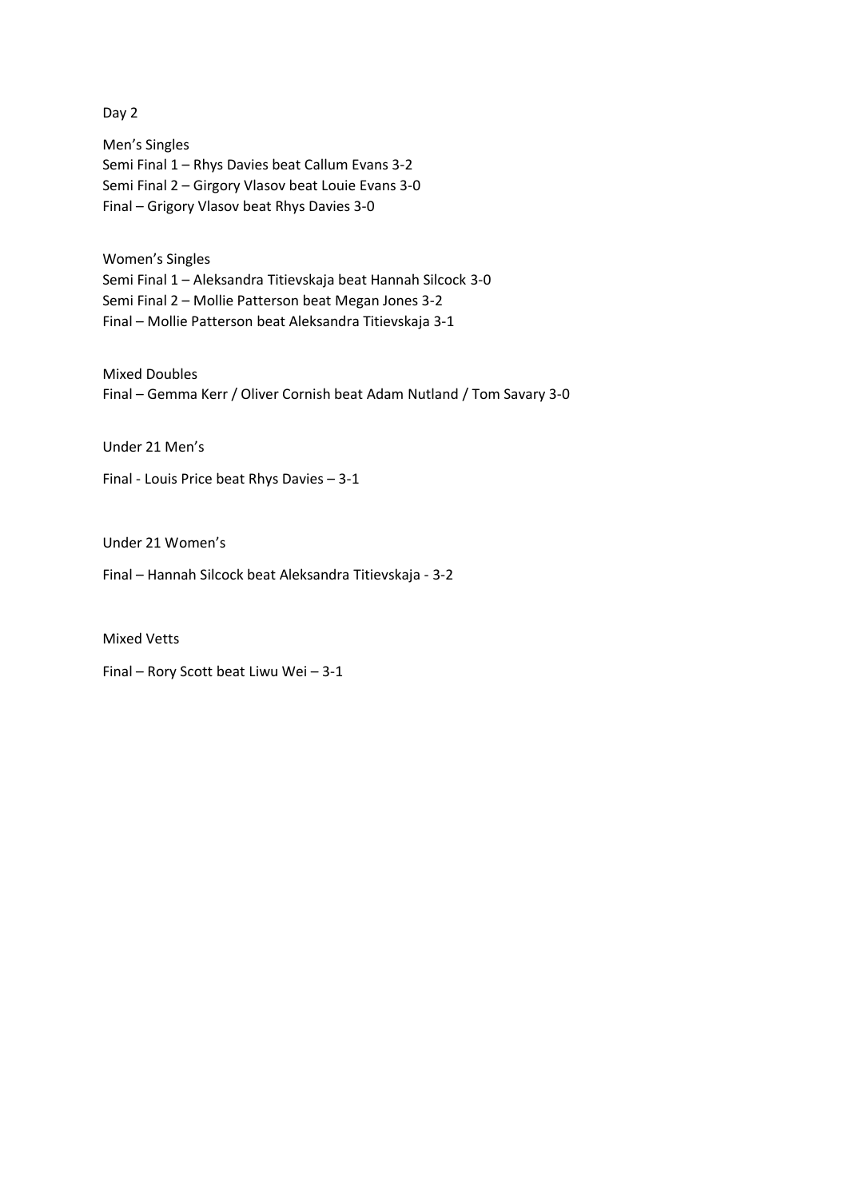Day 2

Men's Singles
Semi Final 1 – Rhys Davies beat Callum Evans 3-2
Semi Final 2 – Girgory Vlasov beat Louie Evans 3-0
Final – Grigory Vlasov beat Rhys Davies 3-0

Women's Singles
Semi Final 1 – Aleksandra Titievskaja beat Hannah Silcock 3-0
Semi Final 2 – Mollie Patterson beat Megan Jones 3-2
Final – Mollie Patterson beat Aleksandra Titievskaja 3-1

Mixed Doubles
Final – Gemma Kerr / Oliver Cornish beat Adam Nutland / Tom Savary 3-0

Under 21 Men's

Final - Louis Price beat Rhys Davies – 3-1

Under 21 Women's

Final – Hannah Silcock beat Aleksandra Titievskaja - 3-2

Mixed Vetts

Final – Rory Scott beat Liwu Wei – 3-1